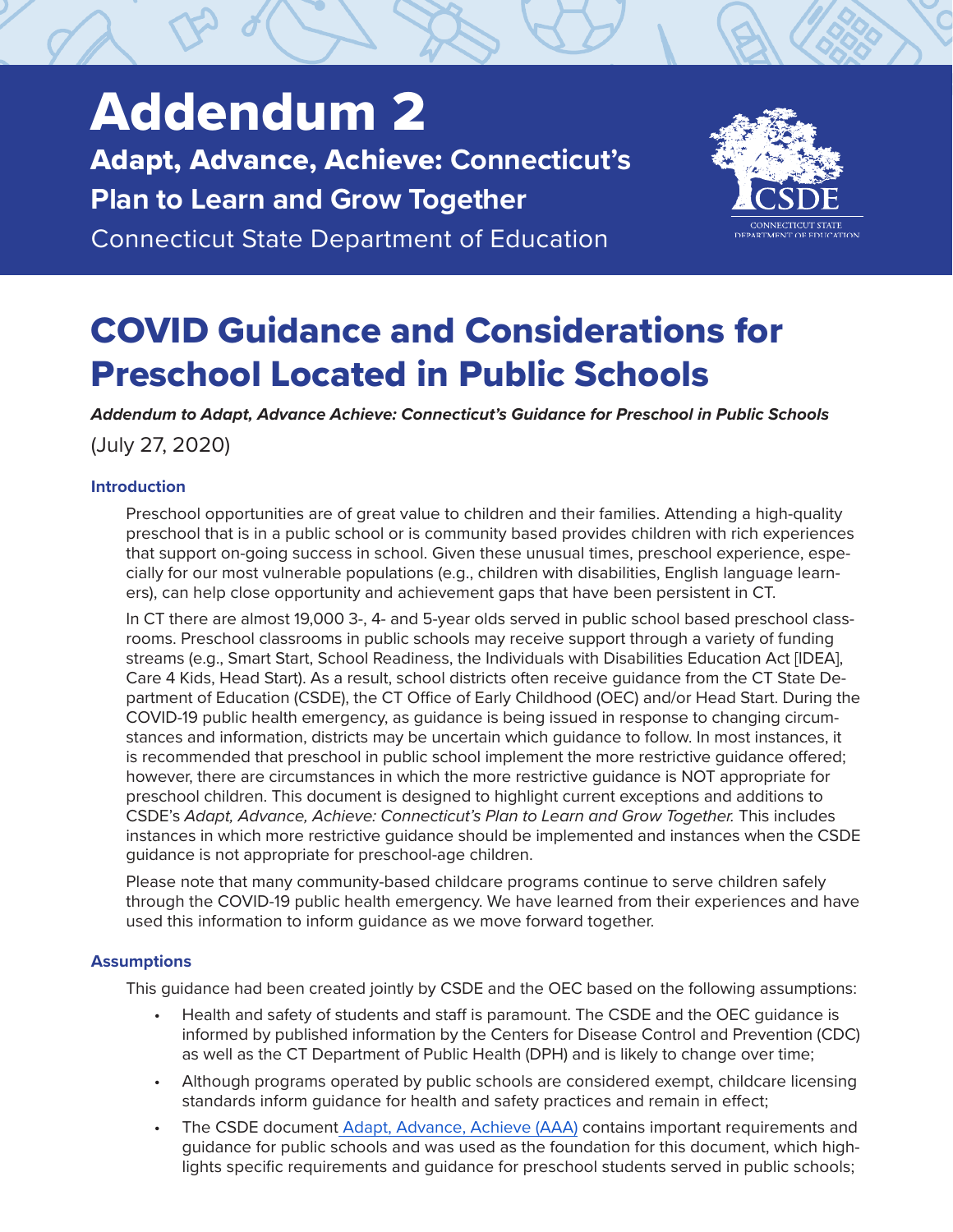# Addendum 2

## Adapt, Advance, Achieve: Connecticut's Plan to Learn and Grow Together

Connecticut State Department of Education

# COVID Guidance and Considerations for Preschool Located in Public Schools

***Addendum to Adapt, Advance Achieve: Connecticut's Guidance for Preschool in Public Schools***

(July 27, 2020)

### Introduction

Preschool opportunities are of great value to children and their families. Attending a high-quality preschool that is in a public school or is community based provides children with rich experiences that support on-going success in school. Given these unusual times, preschool experience, especially for our most vulnerable populations (e.g., children with disabilities, English language learners), can help close opportunity and achievement gaps that have been persistent in CT.

In CT there are almost 19,000 3-, 4- and 5-year olds served in public school based preschool classrooms. Preschool classrooms in public schools may receive support through a variety of funding streams (e.g., Smart Start, School Readiness, the Individuals with Disabilities Education Act [IDEA], Care 4 Kids, Head Start). As a result, school districts often receive guidance from the CT State Department of Education (CSDE), the CT Office of Early Childhood (OEC) and/or Head Start. During the COVID-19 public health emergency, as guidance is being issued in response to changing circumstances and information, districts may be uncertain which guidance to follow. In most instances, it is recommended that preschool in public school implement the more restrictive guidance offered; however, there are circumstances in which the more restrictive guidance is NOT appropriate for preschool children. This document is designed to highlight current exceptions and additions to CSDE's *Adapt, Advance, Achieve: Connecticut's Plan to Learn and Grow Together.* This includes instances in which more restrictive guidance should be implemented and instances when the CSDE guidance is not appropriate for preschool-age children.

Please note that many community-based childcare programs continue to serve children safely through the COVID-19 public health emergency. We have learned from their experiences and have used this information to inform guidance as we move forward together.

### Assumptions

This guidance had been created jointly by CSDE and the OEC based on the following assumptions:

- Health and safety of students and staff is paramount. The CSDE and the OEC guidance is informed by published information by the Centers for Disease Control and Prevention (CDC) as well as the CT Department of Public Health (DPH) and is likely to change over time;
- Although programs operated by public schools are considered exempt, childcare licensing standards inform guidance for health and safety practices and remain in effect;
- The CSDE document Adapt, Advance, Achieve (AAA) contains important requirements and guidance for public schools and was used as the foundation for this document, which highlights specific requirements and guidance for preschool students served in public schools;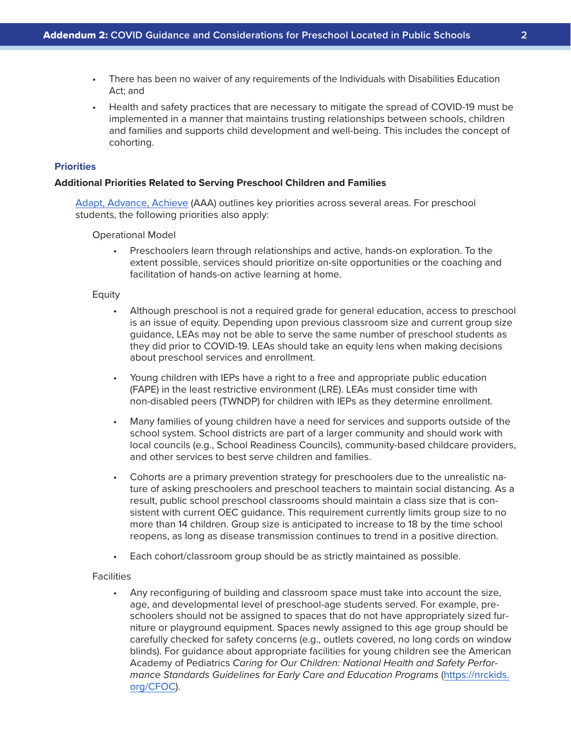- There has been no waiver of any requirements of the Individuals with Disabilities Education Act; and
- Health and safety practices that are necessary to mitigate the spread of COVID-19 must be implemented in a manner that maintains trusting relationships between schools, children and families and supports child development and well-being. This includes the concept of cohorting.

## Priorities

### Additional Priorities Related to Serving Preschool Children and Families

[Adapt, Advance, Achieve](#) (AAA) outlines key priorities across several areas. For preschool students, the following priorities also apply:

Operational Model

- Preschoolers learn through relationships and active, hands-on exploration. To the extent possible, services should prioritize on-site opportunities or the coaching and facilitation of hands-on active learning at home.

Equity

- Although preschool is not a required grade for general education, access to preschool is an issue of equity. Depending upon previous classroom size and current group size guidance, LEAs may not be able to serve the same number of preschool students as they did prior to COVID-19. LEAs should take an equity lens when making decisions about preschool services and enrollment.
- Young children with IEPs have a right to a free and appropriate public education (FAPE) in the least restrictive environment (LRE). LEAs must consider time with non-disabled peers (TWNDP) for children with IEPs as they determine enrollment.
- Many families of young children have a need for services and supports outside of the school system. School districts are part of a larger community and should work with local councils (e.g., School Readiness Councils), community-based childcare providers, and other services to best serve children and families.
- Cohorts are a primary prevention strategy for preschoolers due to the unrealistic nature of asking preschoolers and preschool teachers to maintain social distancing. As a result, public school preschool classrooms should maintain a class size that is consistent with current OEC guidance. This requirement currently limits group size to no more than 14 children. Group size is anticipated to increase to 18 by the time school reopens, as long as disease transmission continues to trend in a positive direction.
- Each cohort/classroom group should be as strictly maintained as possible.

Facilities

- Any reconfiguring of building and classroom space must take into account the size, age, and developmental level of preschool-age students served. For example, preschoolers should not be assigned to spaces that do not have appropriately sized furniture or playground equipment. Spaces newly assigned to this age group should be carefully checked for safety concerns (e.g., outlets covered, no long cords on window blinds). For guidance about appropriate facilities for young children see the American Academy of Pediatrics *Caring for Our Children: National Health and Safety Performance Standards Guidelines for Early Care and Education Programs* ([https://nrckids.org/CFOC](https://nrckids.org/CFOC)).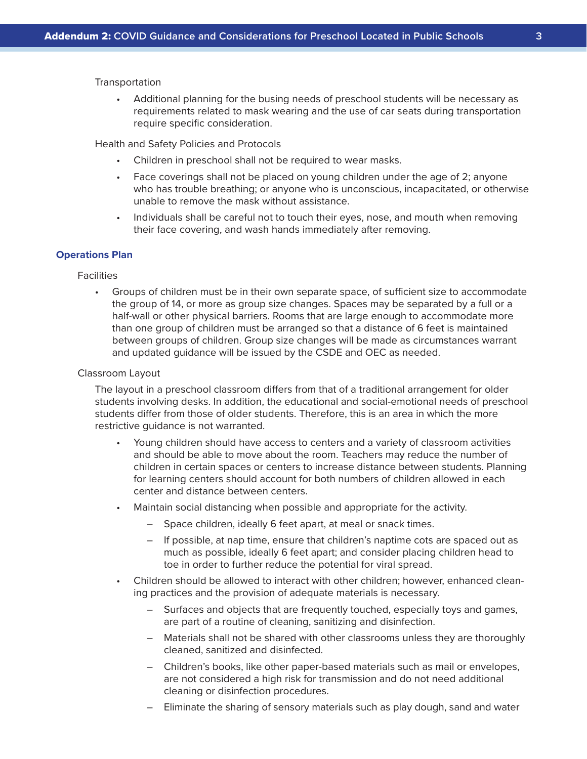Transportation

- Additional planning for the busing needs of preschool students will be necessary as requirements related to mask wearing and the use of car seats during transportation require specific consideration.

Health and Safety Policies and Protocols

- Children in preschool shall not be required to wear masks.
- Face coverings shall not be placed on young children under the age of 2; anyone who has trouble breathing; or anyone who is unconscious, incapacitated, or otherwise unable to remove the mask without assistance.
- Individuals shall be careful not to touch their eyes, nose, and mouth when removing their face covering, and wash hands immediately after removing.

## Operations Plan

Facilities

- Groups of children must be in their own separate space, of sufficient size to accommodate the group of 14, or more as group size changes. Spaces may be separated by a full or a half-wall or other physical barriers. Rooms that are large enough to accommodate more than one group of children must be arranged so that a distance of 6 feet is maintained between groups of children. Group size changes will be made as circumstances warrant and updated guidance will be issued by the CSDE and OEC as needed.

Classroom Layout

The layout in a preschool classroom differs from that of a traditional arrangement for older students involving desks. In addition, the educational and social-emotional needs of preschool students differ from those of older students. Therefore, this is an area in which the more restrictive guidance is not warranted.

- Young children should have access to centers and a variety of classroom activities and should be able to move about the room. Teachers may reduce the number of children in certain spaces or centers to increase distance between students. Planning for learning centers should account for both numbers of children allowed in each center and distance between centers.
- Maintain social distancing when possible and appropriate for the activity.
  - Space children, ideally 6 feet apart, at meal or snack times.
  - If possible, at nap time, ensure that children's naptime cots are spaced out as much as possible, ideally 6 feet apart; and consider placing children head to toe in order to further reduce the potential for viral spread.
- Children should be allowed to interact with other children; however, enhanced cleaning practices and the provision of adequate materials is necessary.
  - Surfaces and objects that are frequently touched, especially toys and games, are part of a routine of cleaning, sanitizing and disinfection.
  - Materials shall not be shared with other classrooms unless they are thoroughly cleaned, sanitized and disinfected.
  - Children's books, like other paper-based materials such as mail or envelopes, are not considered a high risk for transmission and do not need additional cleaning or disinfection procedures.
  - Eliminate the sharing of sensory materials such as play dough, sand and water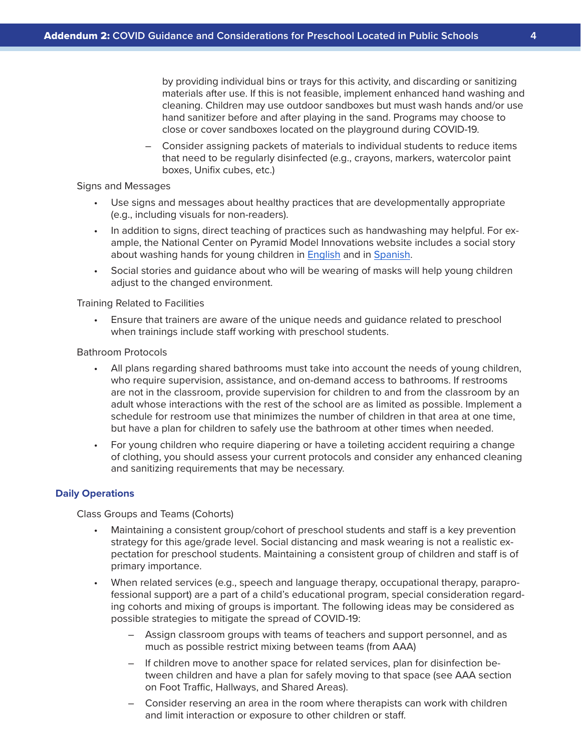by providing individual bins or trays for this activity, and discarding or sanitizing materials after use. If this is not feasible, implement enhanced hand washing and cleaning. Children may use outdoor sandboxes but must wash hands and/or use hand sanitizer before and after playing in the sand. Programs may choose to close or cover sandboxes located on the playground during COVID-19.

  - Consider assigning packets of materials to individual students to reduce items that need to be regularly disinfected (e.g., crayons, markers, watercolor paint boxes, Unifix cubes, etc.)

Signs and Messages

- Use signs and messages about healthy practices that are developmentally appropriate (e.g., including visuals for non-readers).
- In addition to signs, direct teaching of practices such as handwashing may helpful. For example, the National Center on Pyramid Model Innovations website includes a social story about washing hands for young children in English and in Spanish.
- Social stories and guidance about who will be wearing of masks will help young children adjust to the changed environment.

Training Related to Facilities

- Ensure that trainers are aware of the unique needs and guidance related to preschool when trainings include staff working with preschool students.

Bathroom Protocols

- All plans regarding shared bathrooms must take into account the needs of young children, who require supervision, assistance, and on-demand access to bathrooms. If restrooms are not in the classroom, provide supervision for children to and from the classroom by an adult whose interactions with the rest of the school are as limited as possible. Implement a schedule for restroom use that minimizes the number of children in that area at one time, but have a plan for children to safely use the bathroom at other times when needed.
- For young children who require diapering or have a toileting accident requiring a change of clothing, you should assess your current protocols and consider any enhanced cleaning and sanitizing requirements that may be necessary.

## Daily Operations

Class Groups and Teams (Cohorts)

- Maintaining a consistent group/cohort of preschool students and staff is a key prevention strategy for this age/grade level. Social distancing and mask wearing is not a realistic expectation for preschool students. Maintaining a consistent group of children and staff is of primary importance.
- When related services (e.g., speech and language therapy, occupational therapy, paraprofessional support) are a part of a child's educational program, special consideration regarding cohorts and mixing of groups is important. The following ideas may be considered as possible strategies to mitigate the spread of COVID-19:
  - Assign classroom groups with teams of teachers and support personnel, and as much as possible restrict mixing between teams (from AAA)
  - If children move to another space for related services, plan for disinfection between children and have a plan for safely moving to that space (see AAA section on Foot Traffic, Hallways, and Shared Areas).
  - Consider reserving an area in the room where therapists can work with children and limit interaction or exposure to other children or staff.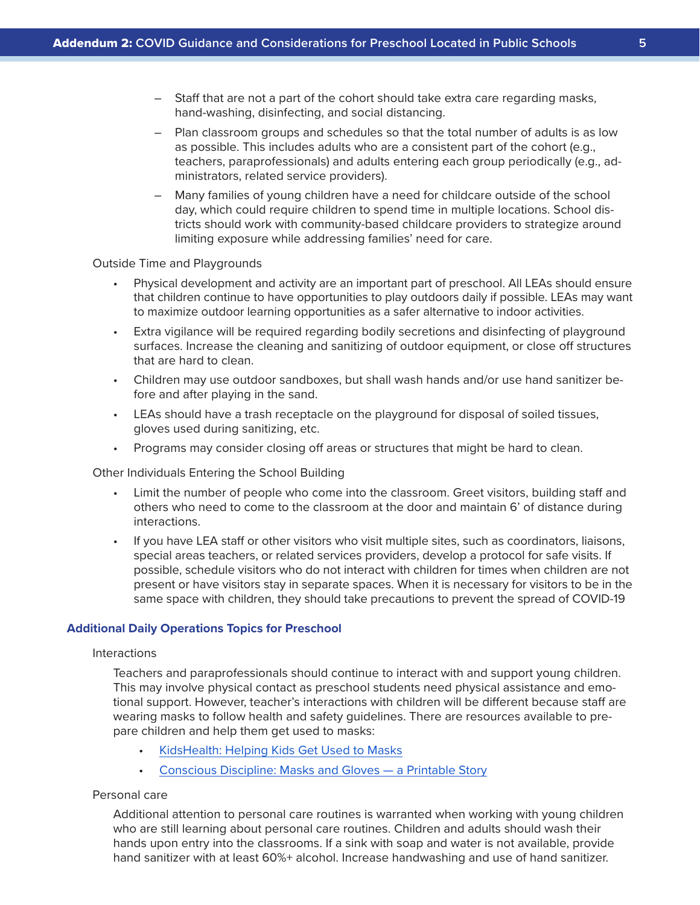- Staff that are not a part of the cohort should take extra care regarding masks, hand-washing, disinfecting, and social distancing.
- Plan classroom groups and schedules so that the total number of adults is as low as possible. This includes adults who are a consistent part of the cohort (e.g., teachers, paraprofessionals) and adults entering each group periodically (e.g., administrators, related service providers).
- Many families of young children have a need for childcare outside of the school day, which could require children to spend time in multiple locations. School districts should work with community-based childcare providers to strategize around limiting exposure while addressing families' need for care.

Outside Time and Playgrounds

- Physical development and activity are an important part of preschool. All LEAs should ensure that children continue to have opportunities to play outdoors daily if possible. LEAs may want to maximize outdoor learning opportunities as a safer alternative to indoor activities.
- Extra vigilance will be required regarding bodily secretions and disinfecting of playground surfaces. Increase the cleaning and sanitizing of outdoor equipment, or close off structures that are hard to clean.
- Children may use outdoor sandboxes, but shall wash hands and/or use hand sanitizer before and after playing in the sand.
- LEAs should have a trash receptacle on the playground for disposal of soiled tissues, gloves used during sanitizing, etc.
- Programs may consider closing off areas or structures that might be hard to clean.

Other Individuals Entering the School Building

- Limit the number of people who come into the classroom. Greet visitors, building staff and others who need to come to the classroom at the door and maintain 6' of distance during interactions.
- If you have LEA staff or other visitors who visit multiple sites, such as coordinators, liaisons, special areas teachers, or related services providers, develop a protocol for safe visits. If possible, schedule visitors who do not interact with children for times when children are not present or have visitors stay in separate spaces. When it is necessary for visitors to be in the same space with children, they should take precautions to prevent the spread of COVID-19

## Additional Daily Operations Topics for Preschool

Interactions

Teachers and paraprofessionals should continue to interact with and support young children. This may involve physical contact as preschool students need physical assistance and emotional support. However, teacher's interactions with children will be different because staff are wearing masks to follow health and safety guidelines. There are resources available to prepare children and help them get used to masks:

- KidsHealth: Helping Kids Get Used to Masks
- Conscious Discipline: Masks and Gloves — a Printable Story

Personal care

Additional attention to personal care routines is warranted when working with young children who are still learning about personal care routines. Children and adults should wash their hands upon entry into the classrooms. If a sink with soap and water is not available, provide hand sanitizer with at least 60%+ alcohol. Increase handwashing and use of hand sanitizer.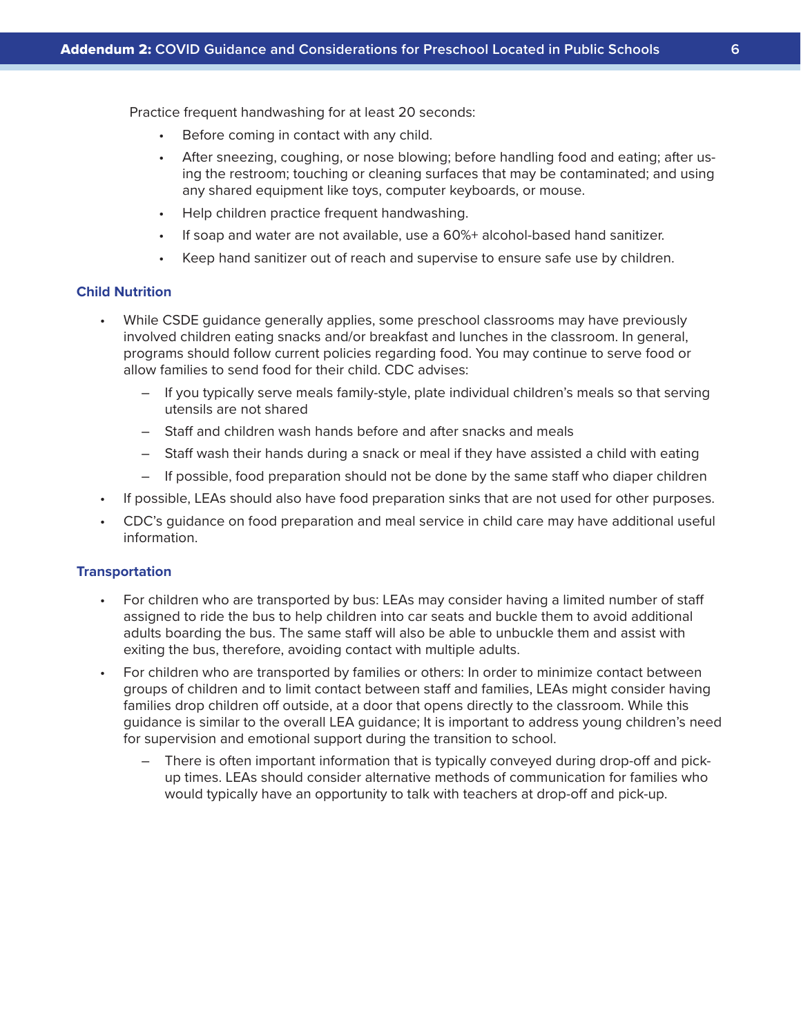Practice frequent handwashing for at least 20 seconds:

- Before coming in contact with any child.
- After sneezing, coughing, or nose blowing; before handling food and eating; after using the restroom; touching or cleaning surfaces that may be contaminated; and using any shared equipment like toys, computer keyboards, or mouse.
- Help children practice frequent handwashing.
- If soap and water are not available, use a 60%+ alcohol-based hand sanitizer.
- Keep hand sanitizer out of reach and supervise to ensure safe use by children.

### Child Nutrition

- While CSDE guidance generally applies, some preschool classrooms may have previously involved children eating snacks and/or breakfast and lunches in the classroom. In general, programs should follow current policies regarding food. You may continue to serve food or allow families to send food for their child. CDC advises:
  - If you typically serve meals family-style, plate individual children's meals so that serving utensils are not shared
  - Staff and children wash hands before and after snacks and meals
  - Staff wash their hands during a snack or meal if they have assisted a child with eating
  - If possible, food preparation should not be done by the same staff who diaper children
- If possible, LEAs should also have food preparation sinks that are not used for other purposes.
- CDC's guidance on food preparation and meal service in child care may have additional useful information.

### Transportation

- For children who are transported by bus: LEAs may consider having a limited number of staff assigned to ride the bus to help children into car seats and buckle them to avoid additional adults boarding the bus. The same staff will also be able to unbuckle them and assist with exiting the bus, therefore, avoiding contact with multiple adults.
- For children who are transported by families or others: In order to minimize contact between groups of children and to limit contact between staff and families, LEAs might consider having families drop children off outside, at a door that opens directly to the classroom. While this guidance is similar to the overall LEA guidance; It is important to address young children's need for supervision and emotional support during the transition to school.
  - There is often important information that is typically conveyed during drop-off and pick-up times. LEAs should consider alternative methods of communication for families who would typically have an opportunity to talk with teachers at drop-off and pick-up.